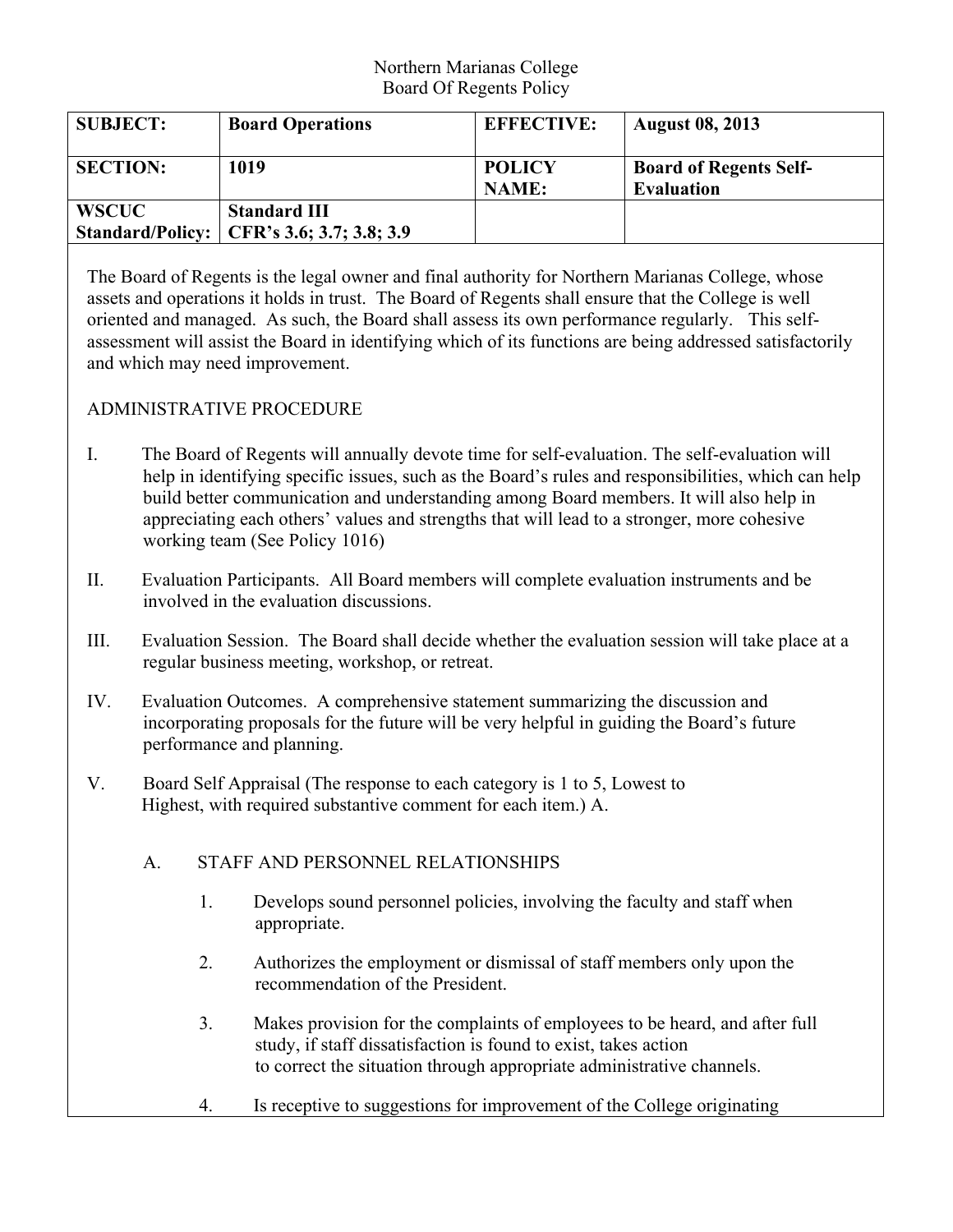Northern Marianas College
Board Of Regents Policy

| SUBJECT: | Board Operations | EFFECTIVE: | August 08, 2013 |
|---|---|---|---|
| SECTION: | 1019 | POLICY NAME: | Board of Regents Self-Evaluation |
| WSCUC Standard/Policy: | Standard III CFR's 3.6; 3.7; 3.8; 3.9 | | |

The Board of Regents is the legal owner and final authority for Northern Marianas College, whose assets and operations it holds in trust. The Board of Regents shall ensure that the College is well oriented and managed. As such, the Board shall assess its own performance regularly. This self-assessment will assist the Board in identifying which of its functions are being addressed satisfactorily and which may need improvement.

ADMINISTRATIVE PROCEDURE

I. The Board of Regents will annually devote time for self-evaluation. The self-evaluation will help in identifying specific issues, such as the Board's rules and responsibilities, which can help build better communication and understanding among Board members. It will also help in appreciating each others' values and strengths that will lead to a stronger, more cohesive working team (See Policy 1016)

II. Evaluation Participants. All Board members will complete evaluation instruments and be involved in the evaluation discussions.

III. Evaluation Session. The Board shall decide whether the evaluation session will take place at a regular business meeting, workshop, or retreat.

IV. Evaluation Outcomes. A comprehensive statement summarizing the discussion and incorporating proposals for the future will be very helpful in guiding the Board's future performance and planning.

V. Board Self Appraisal (The response to each category is 1 to 5, Lowest to Highest, with required substantive comment for each item.) A.

A. STAFF AND PERSONNEL RELATIONSHIPS

1. Develops sound personnel policies, involving the faculty and staff when appropriate.

2. Authorizes the employment or dismissal of staff members only upon the recommendation of the President.

3. Makes provision for the complaints of employees to be heard, and after full study, if staff dissatisfaction is found to exist, takes action to correct the situation through appropriate administrative channels.

4. Is receptive to suggestions for improvement of the College originating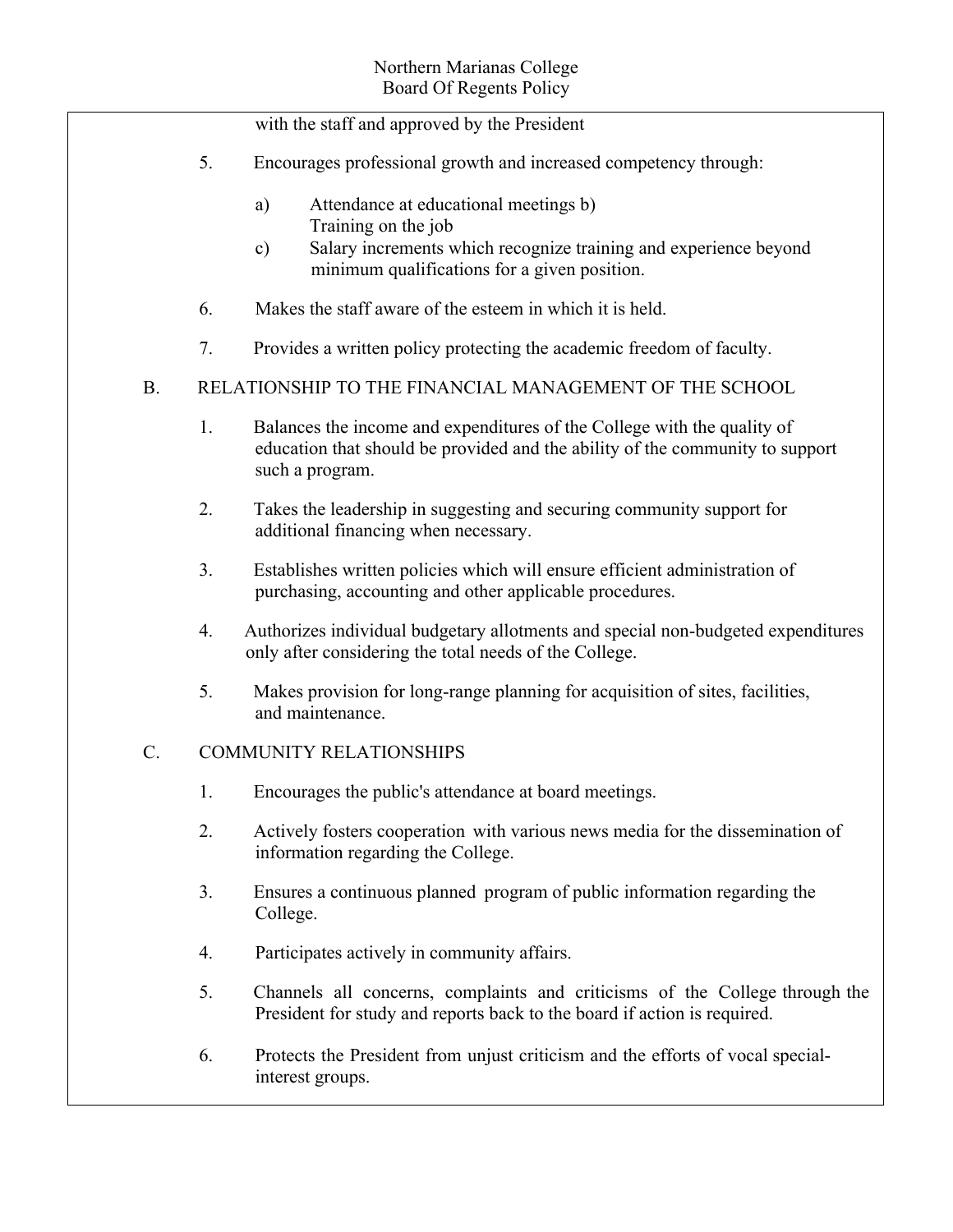with the staff and approved by the President

5. Encourages professional growth and increased competency through:

   a) Attendance at educational meetings
   b) Training on the job
   c) Salary increments which recognize training and experience beyond minimum qualifications for a given position.

6. Makes the staff aware of the esteem in which it is held.

7. Provides a written policy protecting the academic freedom of faculty.

B. RELATIONSHIP TO THE FINANCIAL MANAGEMENT OF THE SCHOOL

1. Balances the income and expenditures of the College with the quality of education that should be provided and the ability of the community to support such a program.

2. Takes the leadership in suggesting and securing community support for additional financing when necessary.

3. Establishes written policies which will ensure efficient administration of purchasing, accounting and other applicable procedures.

4. Authorizes individual budgetary allotments and special non-budgeted expenditures only after considering the total needs of the College.

5. Makes provision for long-range planning for acquisition of sites, facilities, and maintenance.

C. COMMUNITY RELATIONSHIPS

1. Encourages the public's attendance at board meetings.

2. Actively fosters cooperation with various news media for the dissemination of information regarding the College.

3. Ensures a continuous planned program of public information regarding the College.

4. Participates actively in community affairs.

5. Channels all concerns, complaints and criticisms of the College through the President for study and reports back to the board if action is required.

6. Protects the President from unjust criticism and the efforts of vocal special-interest groups.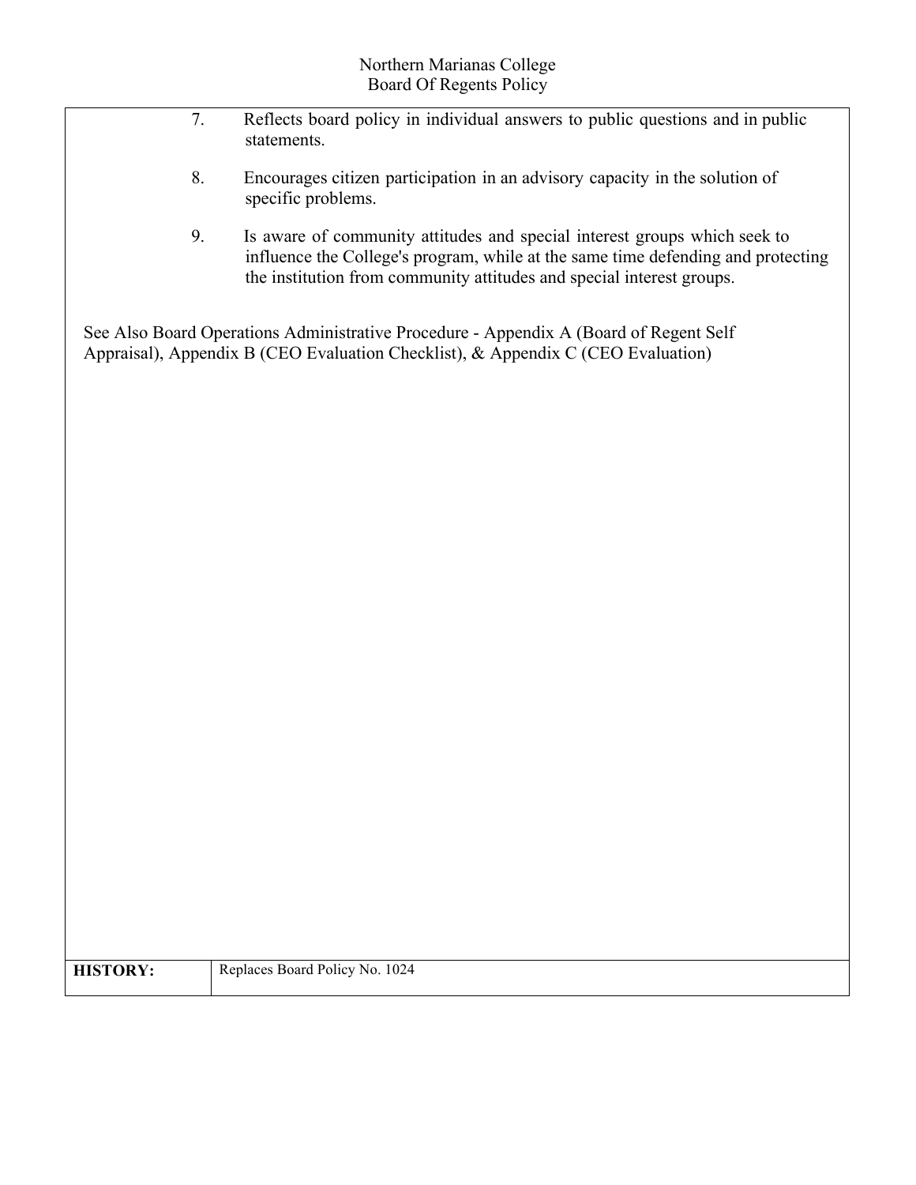7. Reflects board policy in individual answers to public questions and in public statements.

8. Encourages citizen participation in an advisory capacity in the solution of specific problems.

9. Is aware of community attitudes and special interest groups which seek to influence the College's program, while at the same time defending and protecting the institution from community attitudes and special interest groups.

See Also Board Operations Administrative Procedure - Appendix A (Board of Regent Self Appraisal), Appendix B (CEO Evaluation Checklist), & Appendix C (CEO Evaluation)

| | |
|---|---|
| **HISTORY:** | Replaces Board Policy No. 1024 |